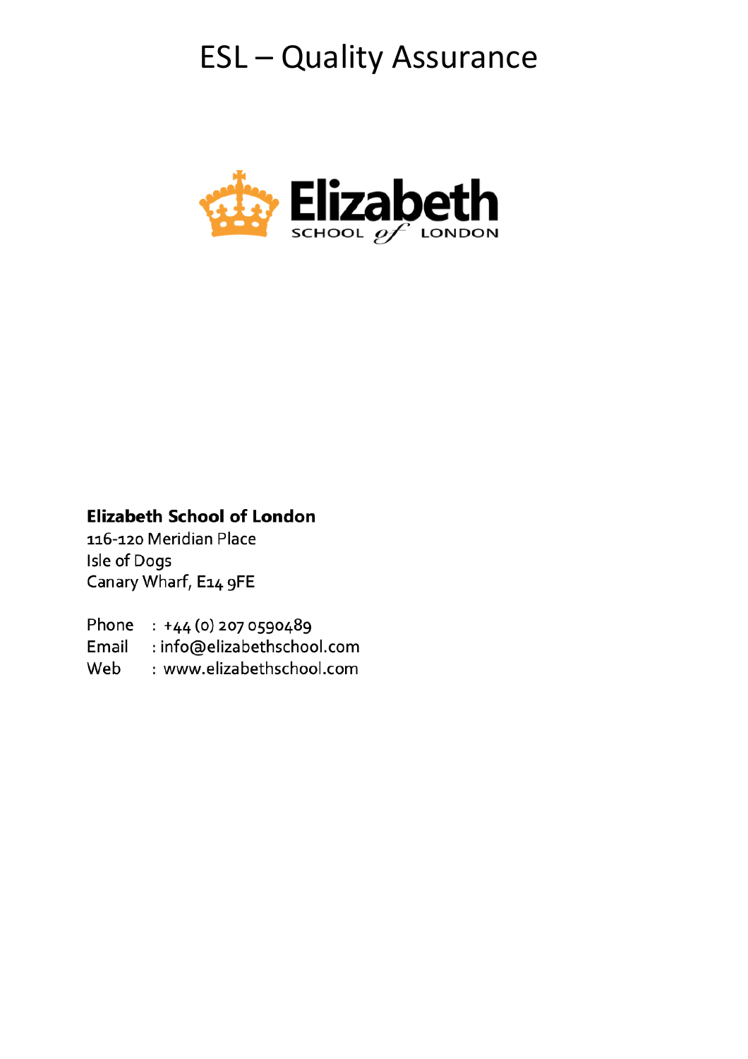# ESL – Quality Assurance

Elizabeth SCHOOL of LONDON

**Elizabeth School of London**
116-120 Meridian Place
Isle of Dogs
Canary Wharf, E14 9FE

Phone : +44 (0) 207 0590489
Email : info@elizabethschool.com
Web : www.elizabethschool.com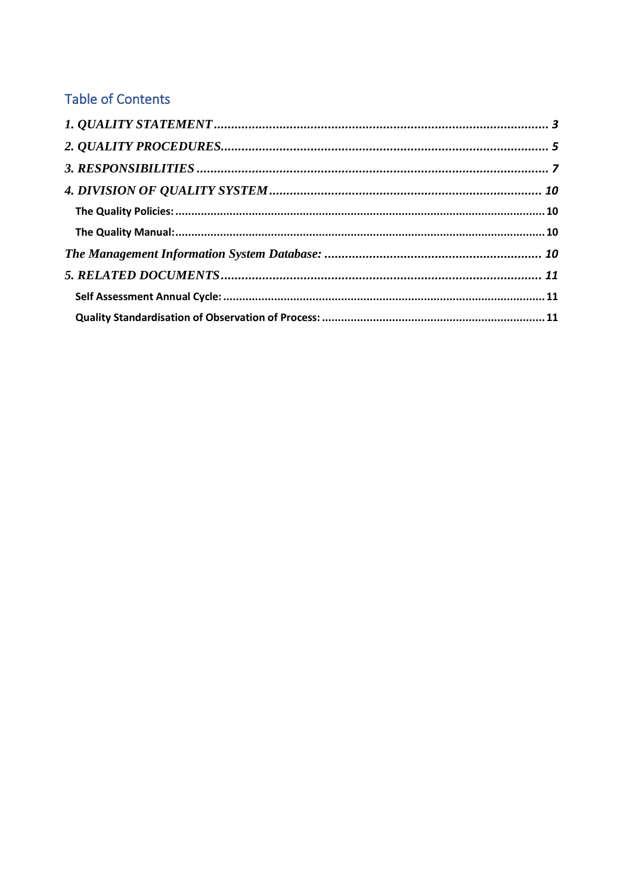## Table of Contents

*1. QUALITY STATEMENT* ........................................................................................ 3

*2. QUALITY PROCEDURES* ........................................................................................ 5

*3. RESPONSIBILITIES* ........................................................................................ 7

*4. DIVISION OF QUALITY SYSTEM* ........................................................................................ 10

**The Quality Policies:** ........................................................................................ 10

**The Quality Manual:** ........................................................................................ 10

*The Management Information System Database:* ........................................................................................ 10

*5. RELATED DOCUMENTS* ........................................................................................ 11

**Self Assessment Annual Cycle:** ........................................................................................ 11

**Quality Standardisation of Observation of Process:** ........................................................................................ 11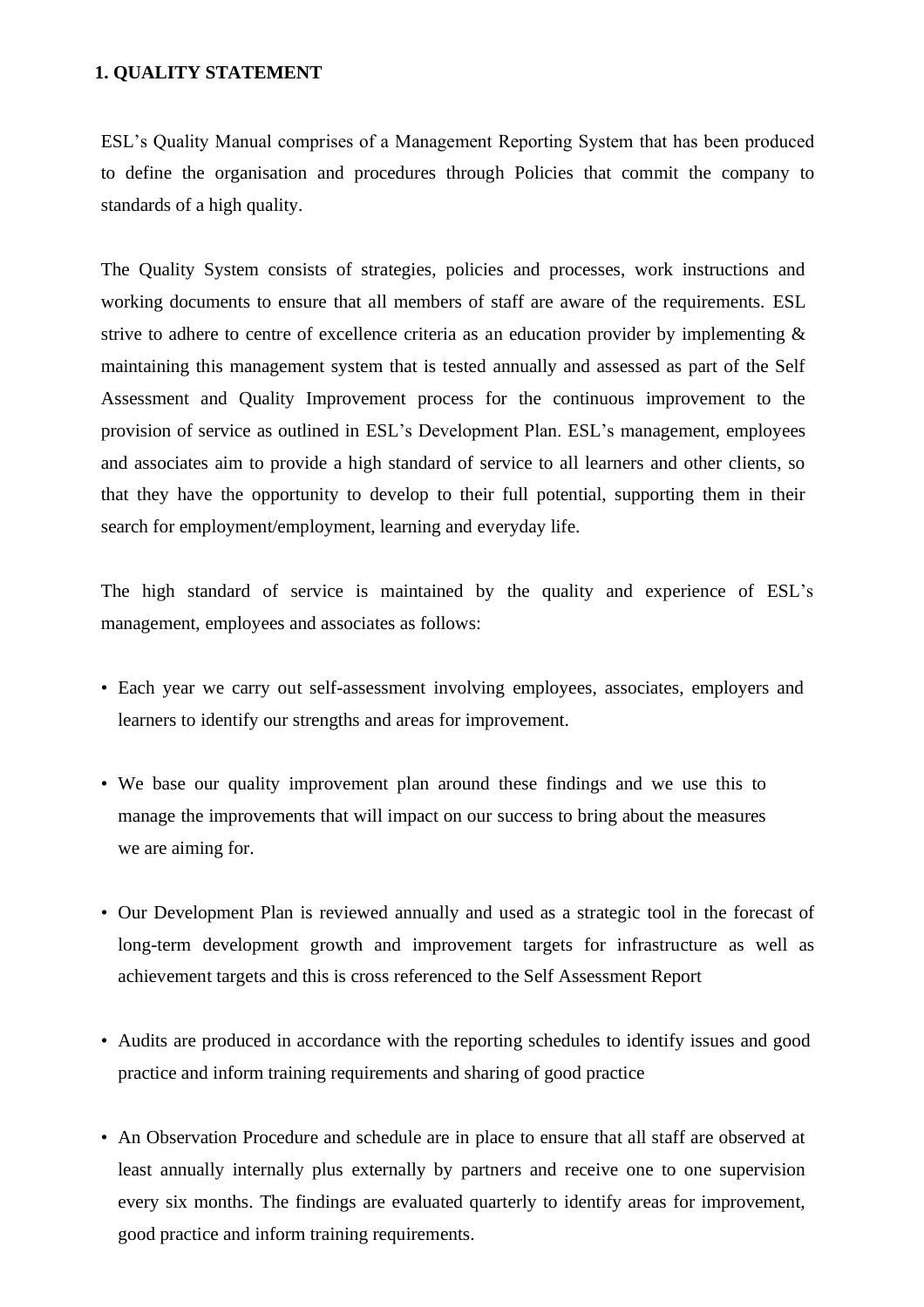## 1. QUALITY STATEMENT

ESL's Quality Manual comprises of a Management Reporting System that has been produced to define the organisation and procedures through Policies that commit the company to standards of a high quality.

The Quality System consists of strategies, policies and processes, work instructions and working documents to ensure that all members of staff are aware of the requirements. ESL strive to adhere to centre of excellence criteria as an education provider by implementing & maintaining this management system that is tested annually and assessed as part of the Self Assessment and Quality Improvement process for the continuous improvement to the provision of service as outlined in ESL's Development Plan. ESL's management, employees and associates aim to provide a high standard of service to all learners and other clients, so that they have the opportunity to develop to their full potential, supporting them in their search for employment/employment, learning and everyday life.

The high standard of service is maintained by the quality and experience of ESL's management, employees and associates as follows:

- Each year we carry out self-assessment involving employees, associates, employers and learners to identify our strengths and areas for improvement.
- We base our quality improvement plan around these findings and we use this to manage the improvements that will impact on our success to bring about the measures we are aiming for.
- Our Development Plan is reviewed annually and used as a strategic tool in the forecast of long-term development growth and improvement targets for infrastructure as well as achievement targets and this is cross referenced to the Self Assessment Report
- Audits are produced in accordance with the reporting schedules to identify issues and good practice and inform training requirements and sharing of good practice
- An Observation Procedure and schedule are in place to ensure that all staff are observed at least annually internally plus externally by partners and receive one to one supervision every six months. The findings are evaluated quarterly to identify areas for improvement, good practice and inform training requirements.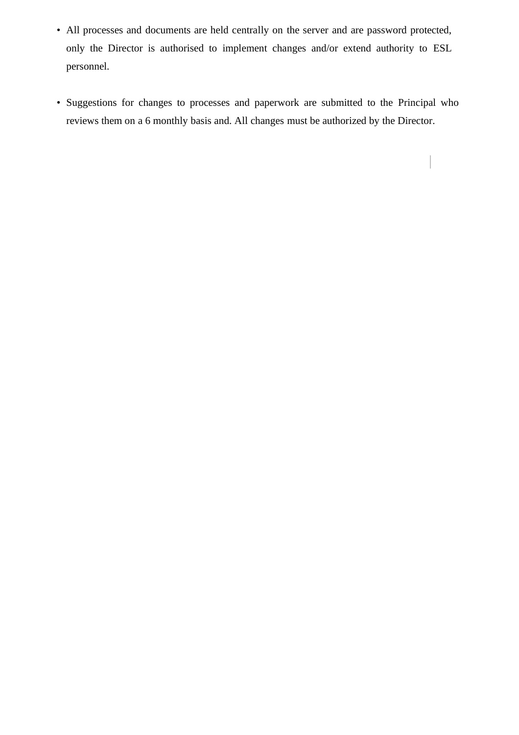- All processes and documents are held centrally on the server and are password protected, only the Director is authorised to implement changes and/or extend authority to ESL personnel.

- Suggestions for changes to processes and paperwork are submitted to the Principal who reviews them on a 6 monthly basis and. All changes must be authorized by the Director.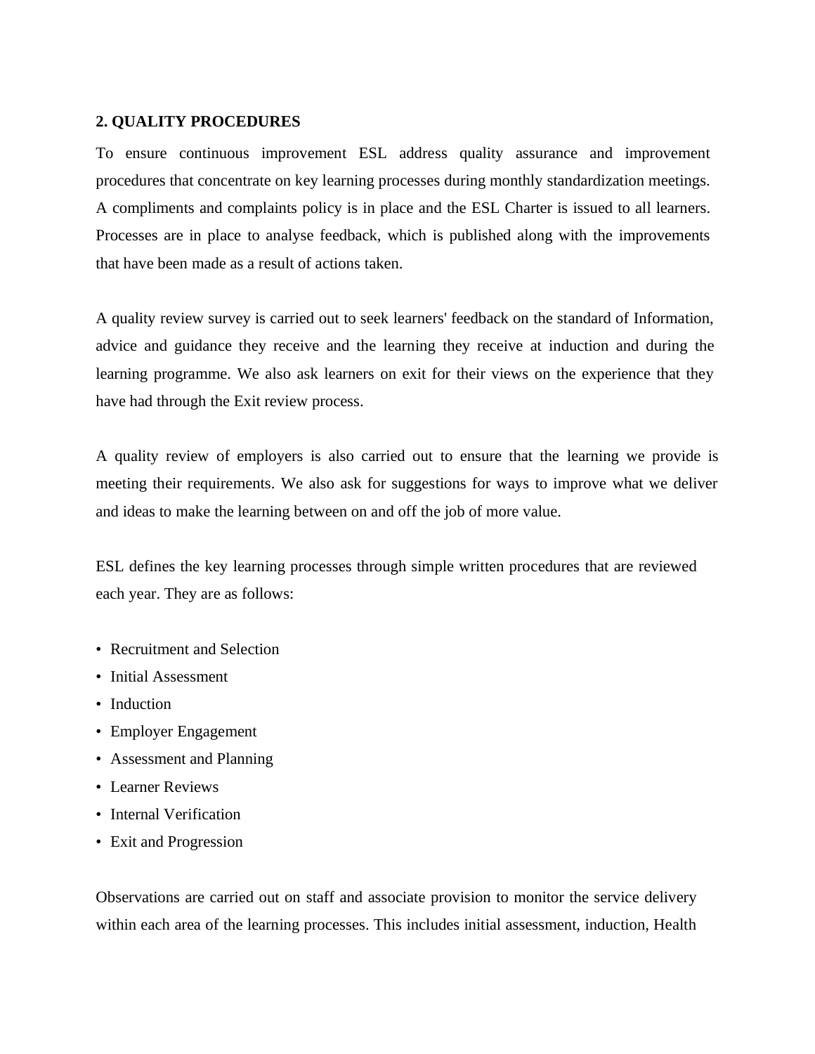## 2. QUALITY PROCEDURES

To ensure continuous improvement ESL address quality assurance and improvement procedures that concentrate on key learning processes during monthly standardization meetings. A compliments and complaints policy is in place and the ESL Charter is issued to all learners. Processes are in place to analyse feedback, which is published along with the improvements that have been made as a result of actions taken.

A quality review survey is carried out to seek learners' feedback on the standard of Information, advice and guidance they receive and the learning they receive at induction and during the learning programme. We also ask learners on exit for their views on the experience that they have had through the Exit review process.

A quality review of employers is also carried out to ensure that the learning we provide is meeting their requirements. We also ask for suggestions for ways to improve what we deliver and ideas to make the learning between on and off the job of more value.

ESL defines the key learning processes through simple written procedures that are reviewed each year. They are as follows:

- Recruitment and Selection
- Initial Assessment
- Induction
- Employer Engagement
- Assessment and Planning
- Learner Reviews
- Internal Verification
- Exit and Progression

Observations are carried out on staff and associate provision to monitor the service delivery within each area of the learning processes. This includes initial assessment, induction, Health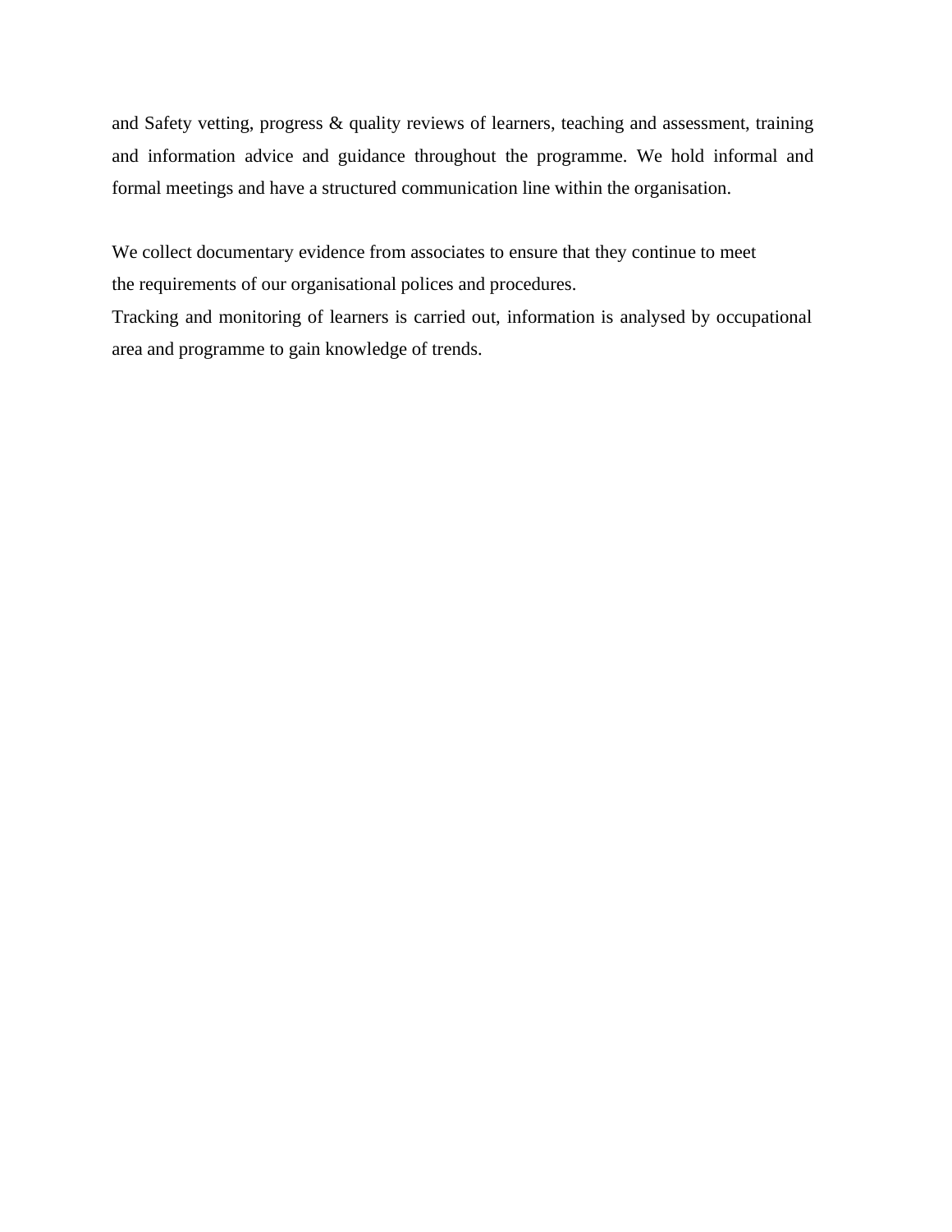and Safety vetting, progress & quality reviews of learners, teaching and assessment, training and information advice and guidance throughout the programme. We hold informal and formal meetings and have a structured communication line within the organisation.

We collect documentary evidence from associates to ensure that they continue to meet the requirements of our organisational polices and procedures.
Tracking and monitoring of learners is carried out, information is analysed by occupational area and programme to gain knowledge of trends.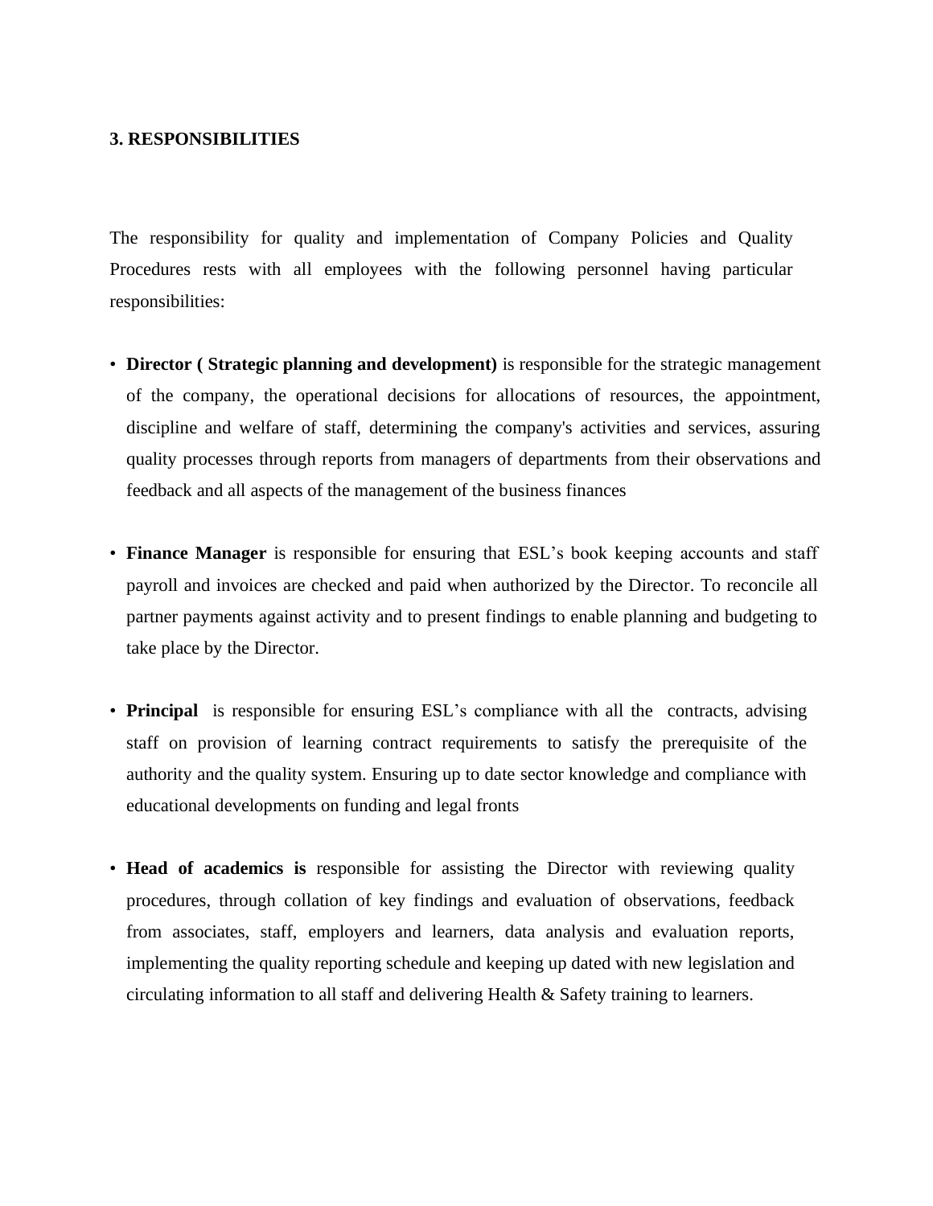### 3. RESPONSIBILITIES

The responsibility for quality and implementation of Company Policies and Quality Procedures rests with all employees with the following personnel having particular responsibilities:

- **Director ( Strategic planning and development)** is responsible for the strategic management of the company, the operational decisions for allocations of resources, the appointment, discipline and welfare of staff, determining the company's activities and services, assuring quality processes through reports from managers of departments from their observations and feedback and all aspects of the management of the business finances

- **Finance Manager** is responsible for ensuring that ESL's book keeping accounts and staff payroll and invoices are checked and paid when authorized by the Director. To reconcile all partner payments against activity and to present findings to enable planning and budgeting to take place by the Director.

- **Principal** is responsible for ensuring ESL's compliance with all the contracts, advising staff on provision of learning contract requirements to satisfy the prerequisite of the authority and the quality system. Ensuring up to date sector knowledge and compliance with educational developments on funding and legal fronts

- **Head of academics is** responsible for assisting the Director with reviewing quality procedures, through collation of key findings and evaluation of observations, feedback from associates, staff, employers and learners, data analysis and evaluation reports, implementing the quality reporting schedule and keeping up dated with new legislation and circulating information to all staff and delivering Health & Safety training to learners.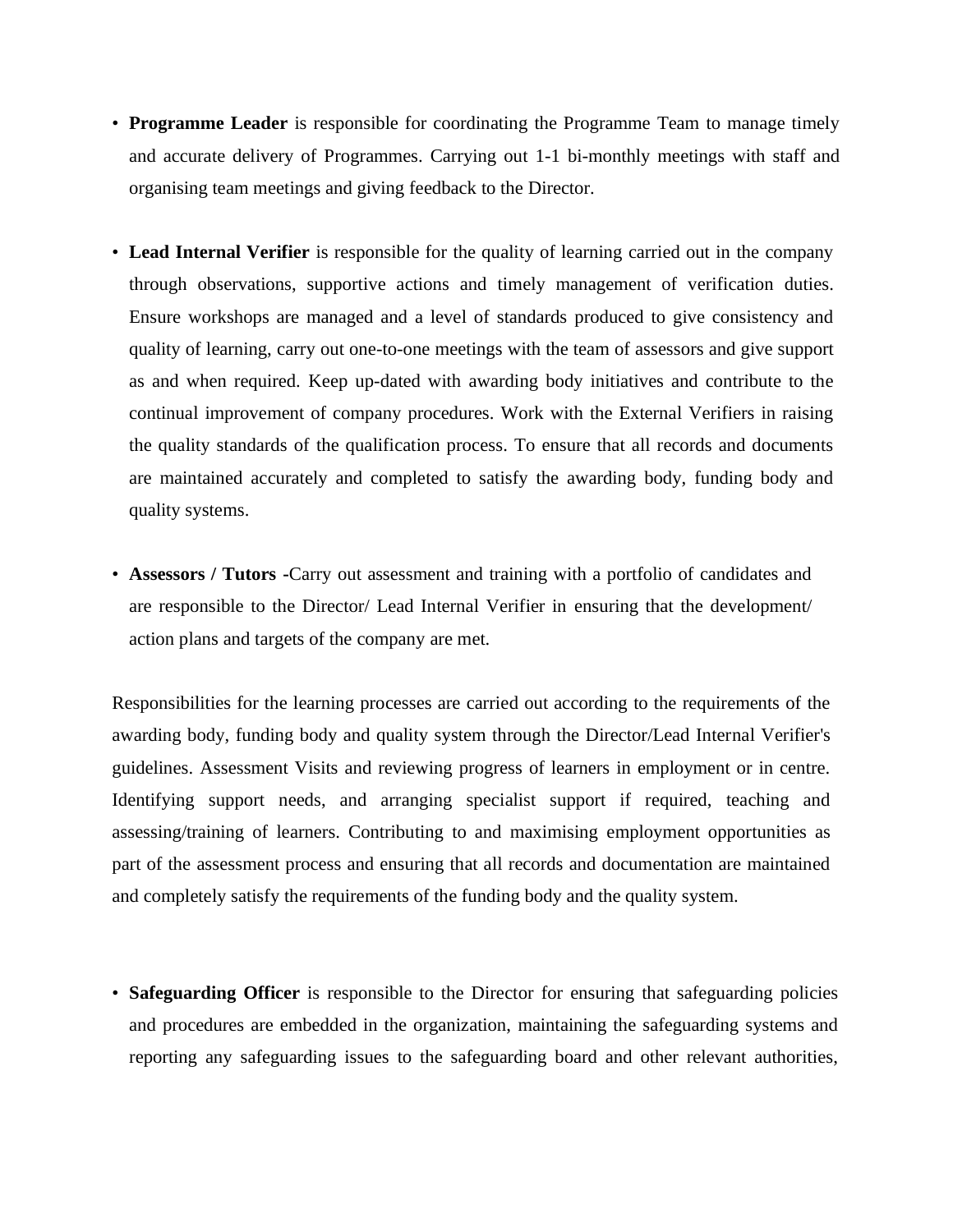- **Programme Leader** is responsible for coordinating the Programme Team to manage timely and accurate delivery of Programmes. Carrying out 1-1 bi-monthly meetings with staff and organising team meetings and giving feedback to the Director.

- **Lead Internal Verifier** is responsible for the quality of learning carried out in the company through observations, supportive actions and timely management of verification duties. Ensure workshops are managed and a level of standards produced to give consistency and quality of learning, carry out one-to-one meetings with the team of assessors and give support as and when required. Keep up-dated with awarding body initiatives and contribute to the continual improvement of company procedures. Work with the External Verifiers in raising the quality standards of the qualification process. To ensure that all records and documents are maintained accurately and completed to satisfy the awarding body, funding body and quality systems.

- **Assessors / Tutors -**Carry out assessment and training with a portfolio of candidates and are responsible to the Director/ Lead Internal Verifier in ensuring that the development/ action plans and targets of the company are met.

Responsibilities for the learning processes are carried out according to the requirements of the awarding body, funding body and quality system through the Director/Lead Internal Verifier's guidelines. Assessment Visits and reviewing progress of learners in employment or in centre. Identifying support needs, and arranging specialist support if required, teaching and assessing/training of learners. Contributing to and maximising employment opportunities as part of the assessment process and ensuring that all records and documentation are maintained and completely satisfy the requirements of the funding body and the quality system.

- **Safeguarding Officer** is responsible to the Director for ensuring that safeguarding policies and procedures are embedded in the organization, maintaining the safeguarding systems and reporting any safeguarding issues to the safeguarding board and other relevant authorities,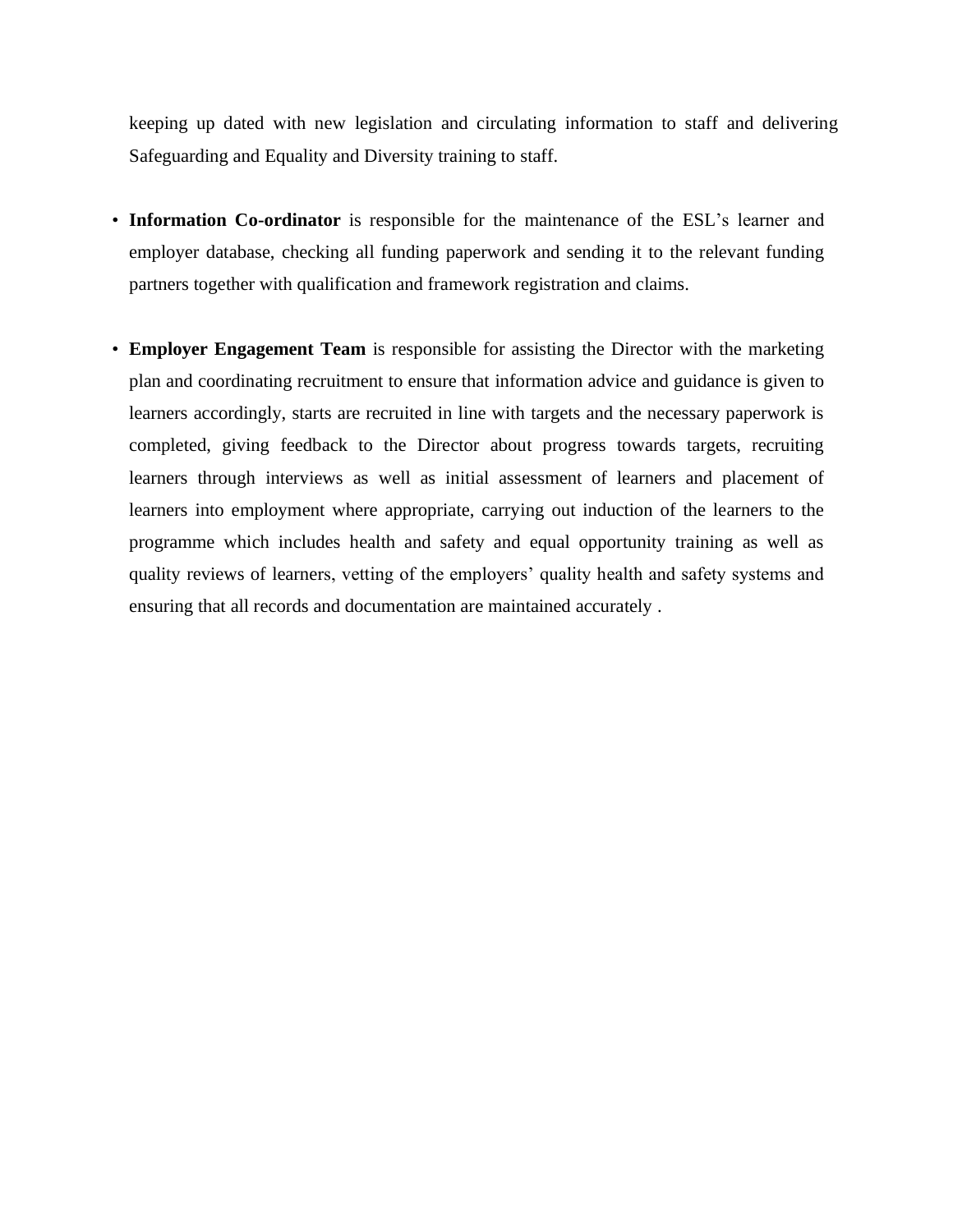keeping up dated with new legislation and circulating information to staff and delivering Safeguarding and Equality and Diversity training to staff.

- **Information Co-ordinator** is responsible for the maintenance of the ESL's learner and employer database, checking all funding paperwork and sending it to the relevant funding partners together with qualification and framework registration and claims.

- **Employer Engagement Team** is responsible for assisting the Director with the marketing plan and coordinating recruitment to ensure that information advice and guidance is given to learners accordingly, starts are recruited in line with targets and the necessary paperwork is completed, giving feedback to the Director about progress towards targets, recruiting learners through interviews as well as initial assessment of learners and placement of learners into employment where appropriate, carrying out induction of the learners to the programme which includes health and safety and equal opportunity training as well as quality reviews of learners, vetting of the employers' quality health and safety systems and ensuring that all records and documentation are maintained accurately .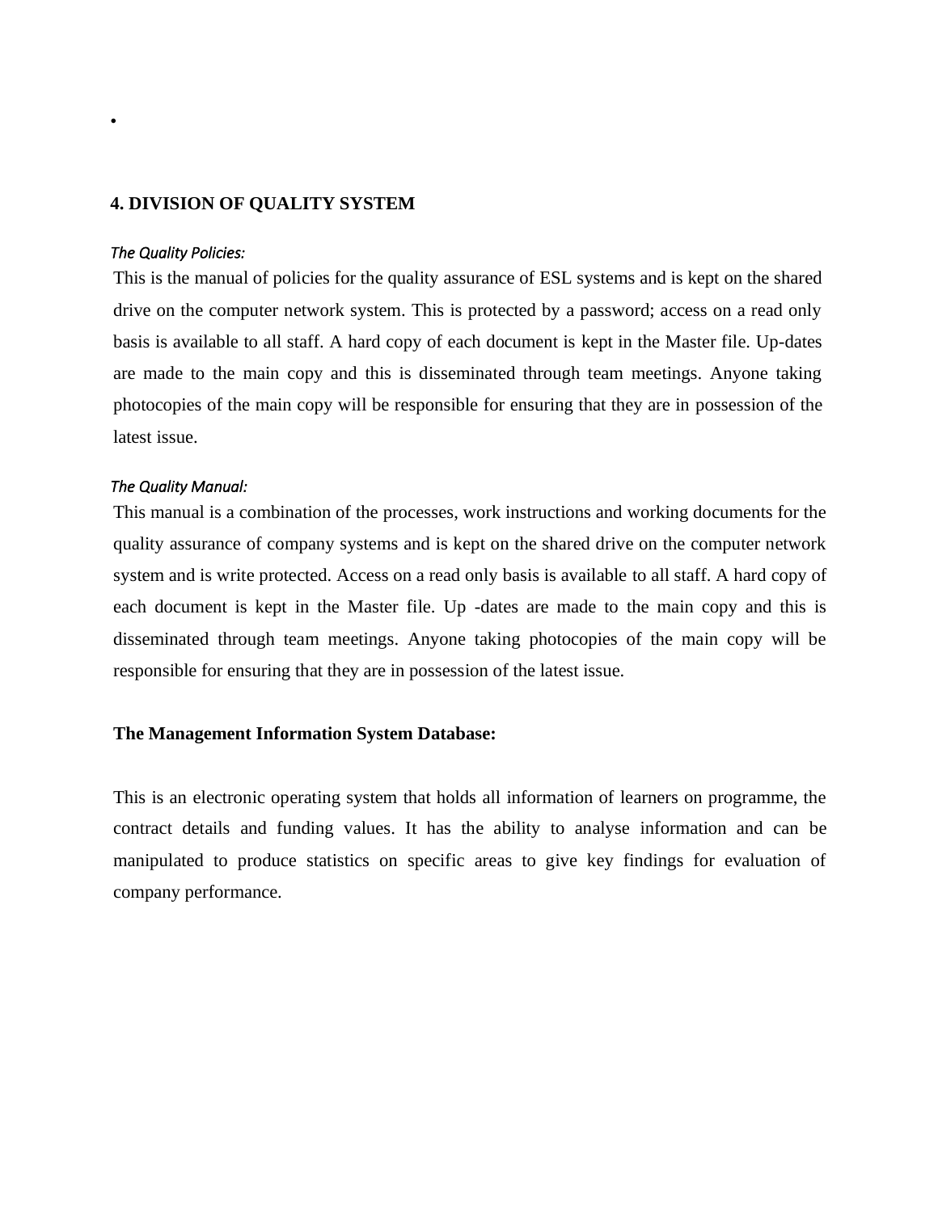•

## 4. DIVISION OF QUALITY SYSTEM

*The Quality Policies:*

This is the manual of policies for the quality assurance of ESL systems and is kept on the shared drive on the computer network system. This is protected by a password; access on a read only basis is available to all staff. A hard copy of each document is kept in the Master file. Up-dates are made to the main copy and this is disseminated through team meetings. Anyone taking photocopies of the main copy will be responsible for ensuring that they are in possession of the latest issue.

*The Quality Manual:*

This manual is a combination of the processes, work instructions and working documents for the quality assurance of company systems and is kept on the shared drive on the computer network system and is write protected. Access on a read only basis is available to all staff. A hard copy of each document is kept in the Master file. Up -dates are made to the main copy and this is disseminated through team meetings. Anyone taking photocopies of the main copy will be responsible for ensuring that they are in possession of the latest issue.

**The Management Information System Database:**

This is an electronic operating system that holds all information of learners on programme, the contract details and funding values. It has the ability to analyse information and can be manipulated to produce statistics on specific areas to give key findings for evaluation of company performance.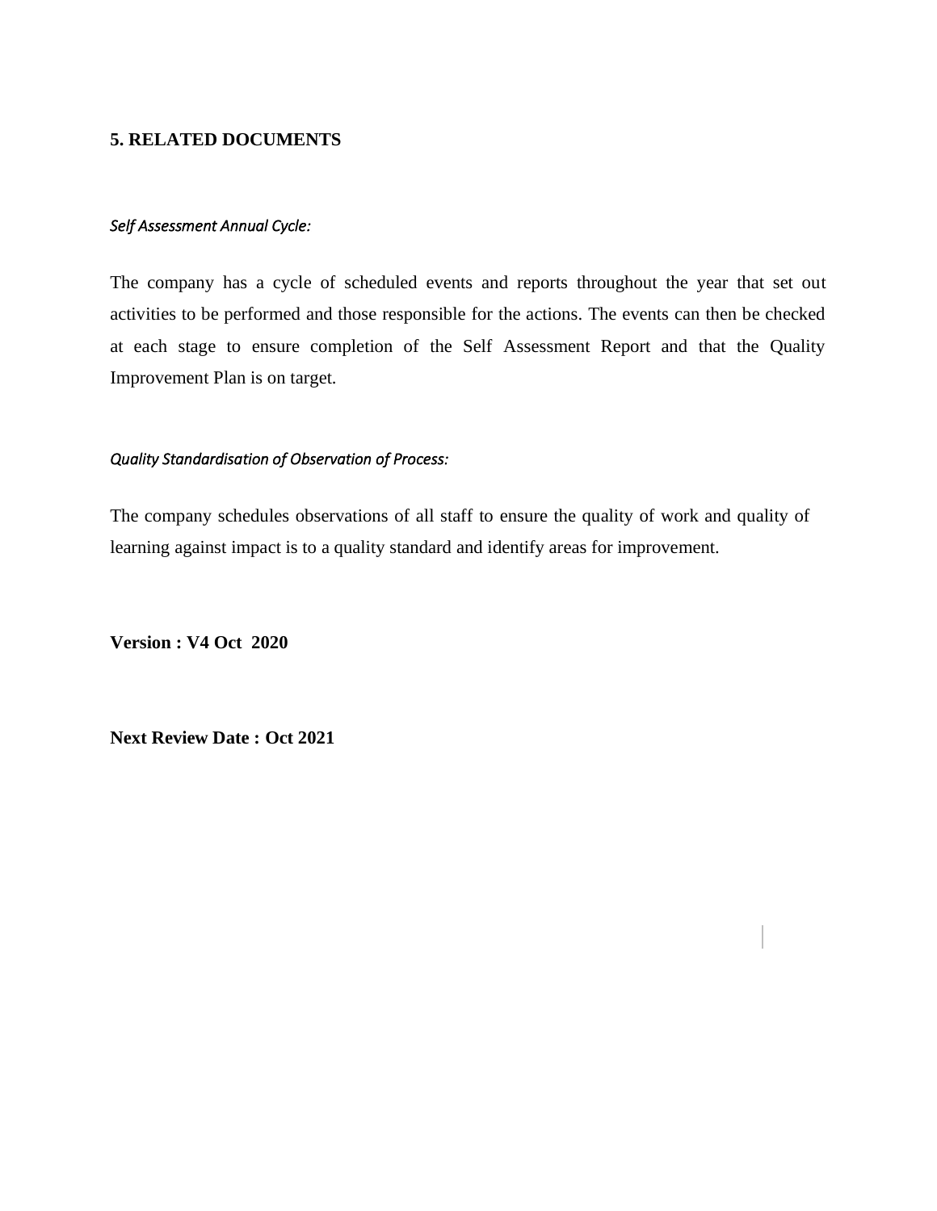## 5. RELATED DOCUMENTS

*Self Assessment Annual Cycle:*

The company has a cycle of scheduled events and reports throughout the year that set out activities to be performed and those responsible for the actions. The events can then be checked at each stage to ensure completion of the Self Assessment Report and that the Quality Improvement Plan is on target.

*Quality Standardisation of Observation of Process:*

The company schedules observations of all staff to ensure the quality of work and quality of learning against impact is to a quality standard and identify areas for improvement.

**Version : V4 Oct 2020**

**Next Review Date : Oct 2021**